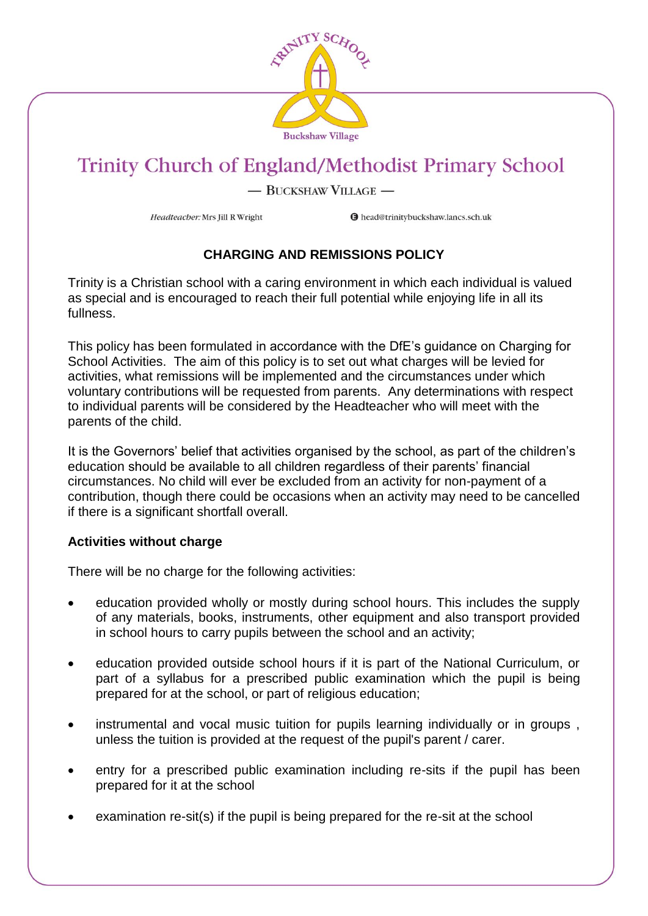TRINITY SCHOOL

Buckshaw Village

# Trinity Church of England/Methodist Primary School

— BUCKSHAW VILLAGE —

*Headteacher:* Mrs Jill R Wright

head@trinitybuckshaw.lancs.sch.uk

## CHARGING AND REMISSIONS POLICY

Trinity is a Christian school with a caring environment in which each individual is valued as special and is encouraged to reach their full potential while enjoying life in all its fullness.

This policy has been formulated in accordance with the DfE's guidance on Charging for School Activities. The aim of this policy is to set out what charges will be levied for activities, what remissions will be implemented and the circumstances under which voluntary contributions will be requested from parents. Any determinations with respect to individual parents will be considered by the Headteacher who will meet with the parents of the child.

It is the Governors' belief that activities organised by the school, as part of the children's education should be available to all children regardless of their parents' financial circumstances. No child will ever be excluded from an activity for non-payment of a contribution, though there could be occasions when an activity may need to be cancelled if there is a significant shortfall overall.

### Activities without charge

There will be no charge for the following activities:

- education provided wholly or mostly during school hours. This includes the supply of any materials, books, instruments, other equipment and also transport provided in school hours to carry pupils between the school and an activity;
- education provided outside school hours if it is part of the National Curriculum, or part of a syllabus for a prescribed public examination which the pupil is being prepared for at the school, or part of religious education;
- instrumental and vocal music tuition for pupils learning individually or in groups , unless the tuition is provided at the request of the pupil's parent / carer.
- entry for a prescribed public examination including re-sits if the pupil has been prepared for it at the school
- examination re-sit(s) if the pupil is being prepared for the re-sit at the school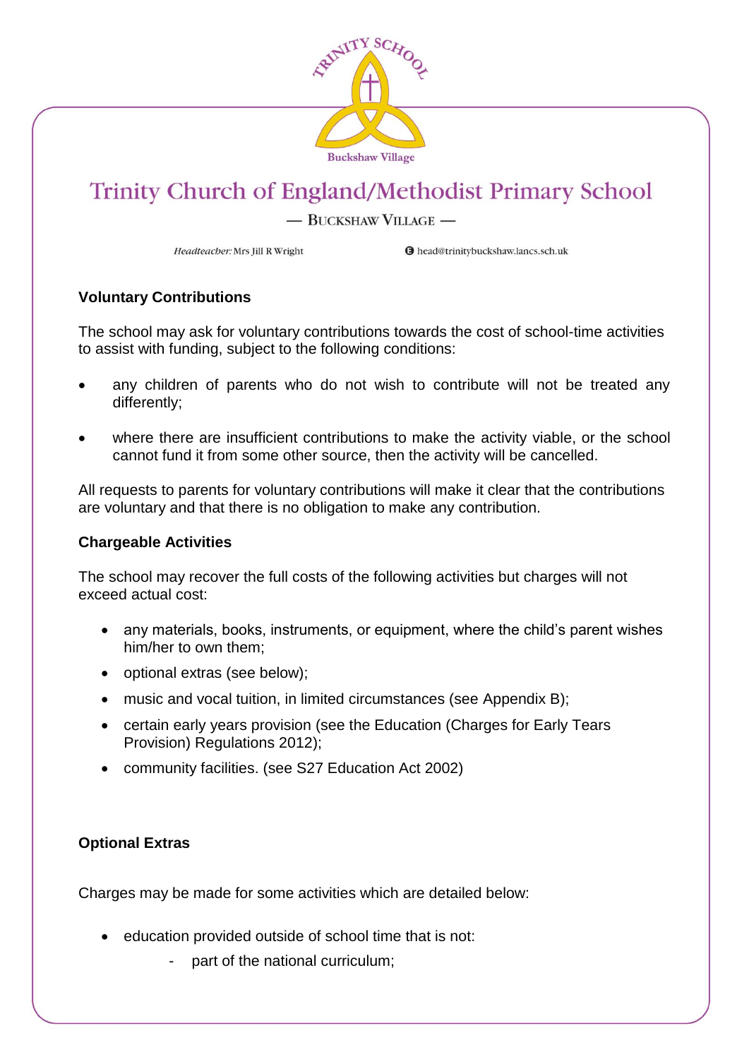# Trinity Church of England/Methodist Primary School

— BUCKSHAW VILLAGE —

*Headteacher:* Mrs Jill R Wright head@trinitybuckshaw.lancs.sch.uk

### Voluntary Contributions

The school may ask for voluntary contributions towards the cost of school-time activities to assist with funding, subject to the following conditions:

- any children of parents who do not wish to contribute will not be treated any differently;
- where there are insufficient contributions to make the activity viable, or the school cannot fund it from some other source, then the activity will be cancelled.

All requests to parents for voluntary contributions will make it clear that the contributions are voluntary and that there is no obligation to make any contribution.

### Chargeable Activities

The school may recover the full costs of the following activities but charges will not exceed actual cost:

- any materials, books, instruments, or equipment, where the child's parent wishes him/her to own them;
- optional extras (see below);
- music and vocal tuition, in limited circumstances (see Appendix B);
- certain early years provision (see the Education (Charges for Early Tears Provision) Regulations 2012);
- community facilities. (see S27 Education Act 2002)

### Optional Extras

Charges may be made for some activities which are detailed below:

- education provided outside of school time that is not:
  - part of the national curriculum;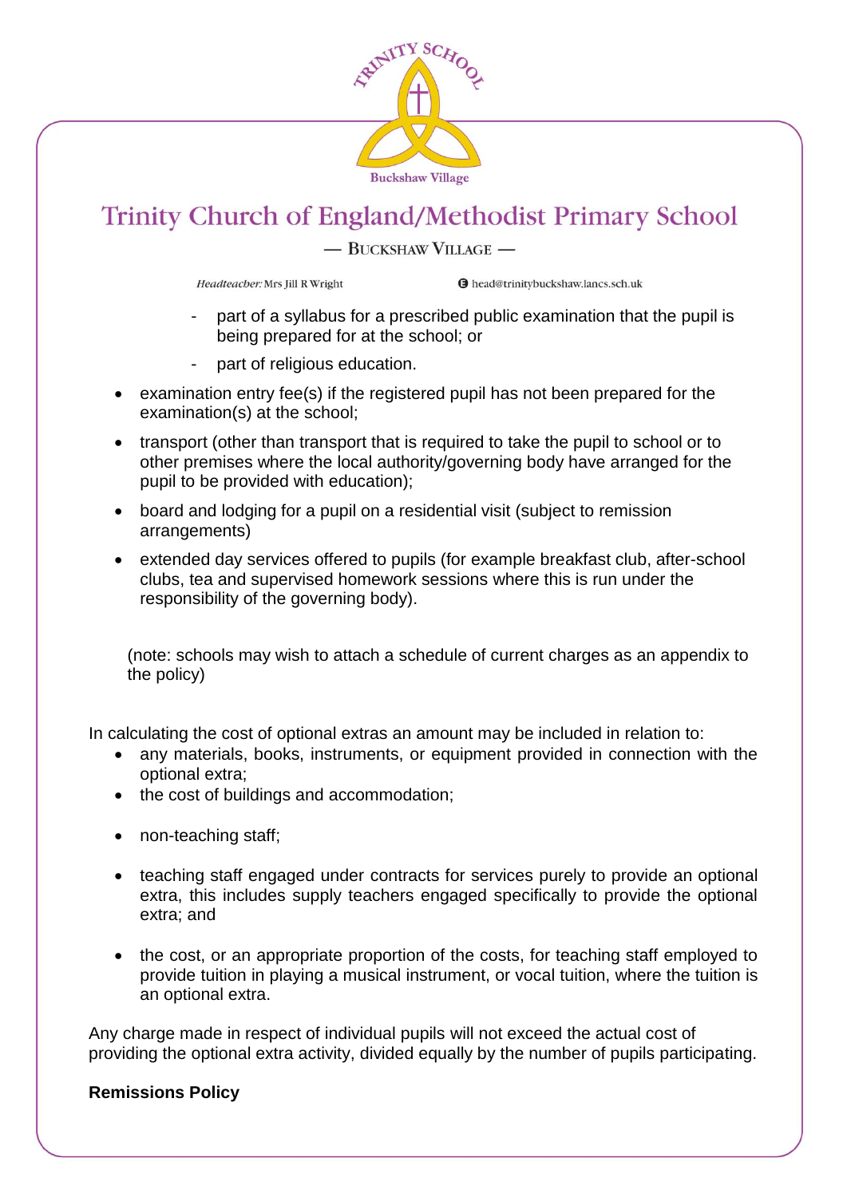- part of a syllabus for a prescribed public examination that the pupil is being prepared for at the school; or
- part of religious education.

- examination entry fee(s) if the registered pupil has not been prepared for the examination(s) at the school;
- transport (other than transport that is required to take the pupil to school or to other premises where the local authority/governing body have arranged for the pupil to be provided with education);
- board and lodging for a pupil on a residential visit (subject to remission arrangements)
- extended day services offered to pupils (for example breakfast club, after-school clubs, tea and supervised homework sessions where this is run under the responsibility of the governing body).

(note: schools may wish to attach a schedule of current charges as an appendix to the policy)

In calculating the cost of optional extras an amount may be included in relation to:

- any materials, books, instruments, or equipment provided in connection with the optional extra;
- the cost of buildings and accommodation;
- non-teaching staff;
- teaching staff engaged under contracts for services purely to provide an optional extra, this includes supply teachers engaged specifically to provide the optional extra; and
- the cost, or an appropriate proportion of the costs, for teaching staff employed to provide tuition in playing a musical instrument, or vocal tuition, where the tuition is an optional extra.

Any charge made in respect of individual pupils will not exceed the actual cost of providing the optional extra activity, divided equally by the number of pupils participating.

**Remissions Policy**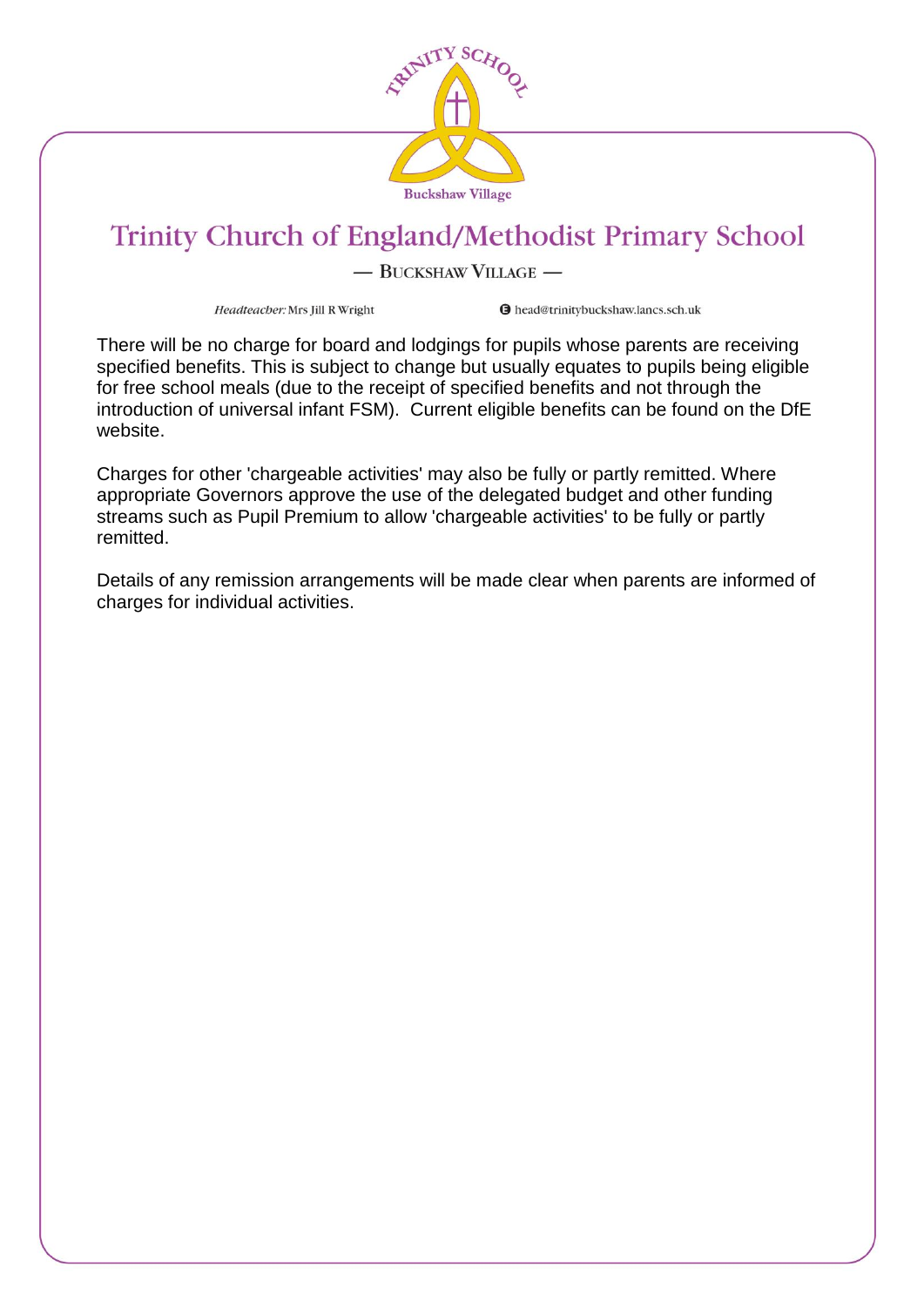There will be no charge for board and lodgings for pupils whose parents are receiving specified benefits. This is subject to change but usually equates to pupils being eligible for free school meals (due to the receipt of specified benefits and not through the introduction of universal infant FSM). Current eligible benefits can be found on the DfE website.

Charges for other 'chargeable activities' may also be fully or partly remitted. Where appropriate Governors approve the use of the delegated budget and other funding streams such as Pupil Premium to allow 'chargeable activities' to be fully or partly remitted.

Details of any remission arrangements will be made clear when parents are informed of charges for individual activities.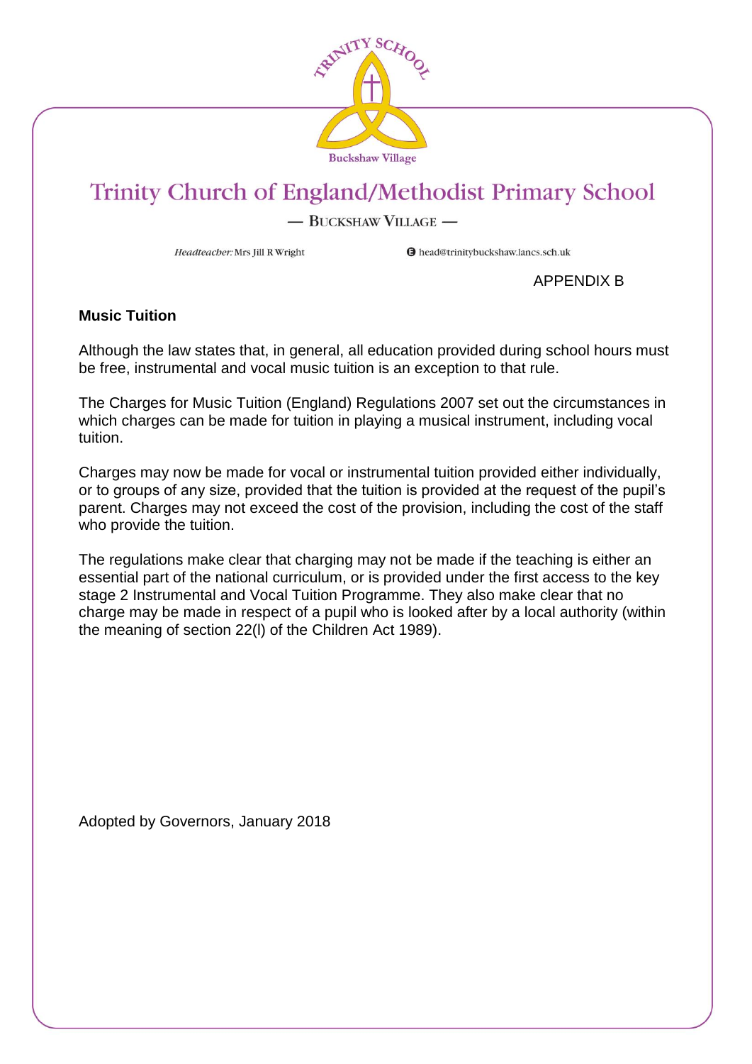# Trinity Church of England/Methodist Primary School

— BUCKSHAW VILLAGE —

*Headteacher:* Mrs Jill R Wright

head@trinitybuckshaw.lancs.sch.uk

APPENDIX B

**Music Tuition**

Although the law states that, in general, all education provided during school hours must be free, instrumental and vocal music tuition is an exception to that rule.

The Charges for Music Tuition (England) Regulations 2007 set out the circumstances in which charges can be made for tuition in playing a musical instrument, including vocal tuition.

Charges may now be made for vocal or instrumental tuition provided either individually, or to groups of any size, provided that the tuition is provided at the request of the pupil's parent. Charges may not exceed the cost of the provision, including the cost of the staff who provide the tuition.

The regulations make clear that charging may not be made if the teaching is either an essential part of the national curriculum, or is provided under the first access to the key stage 2 Instrumental and Vocal Tuition Programme. They also make clear that no charge may be made in respect of a pupil who is looked after by a local authority (within the meaning of section 22(l) of the Children Act 1989).

Adopted by Governors, January 2018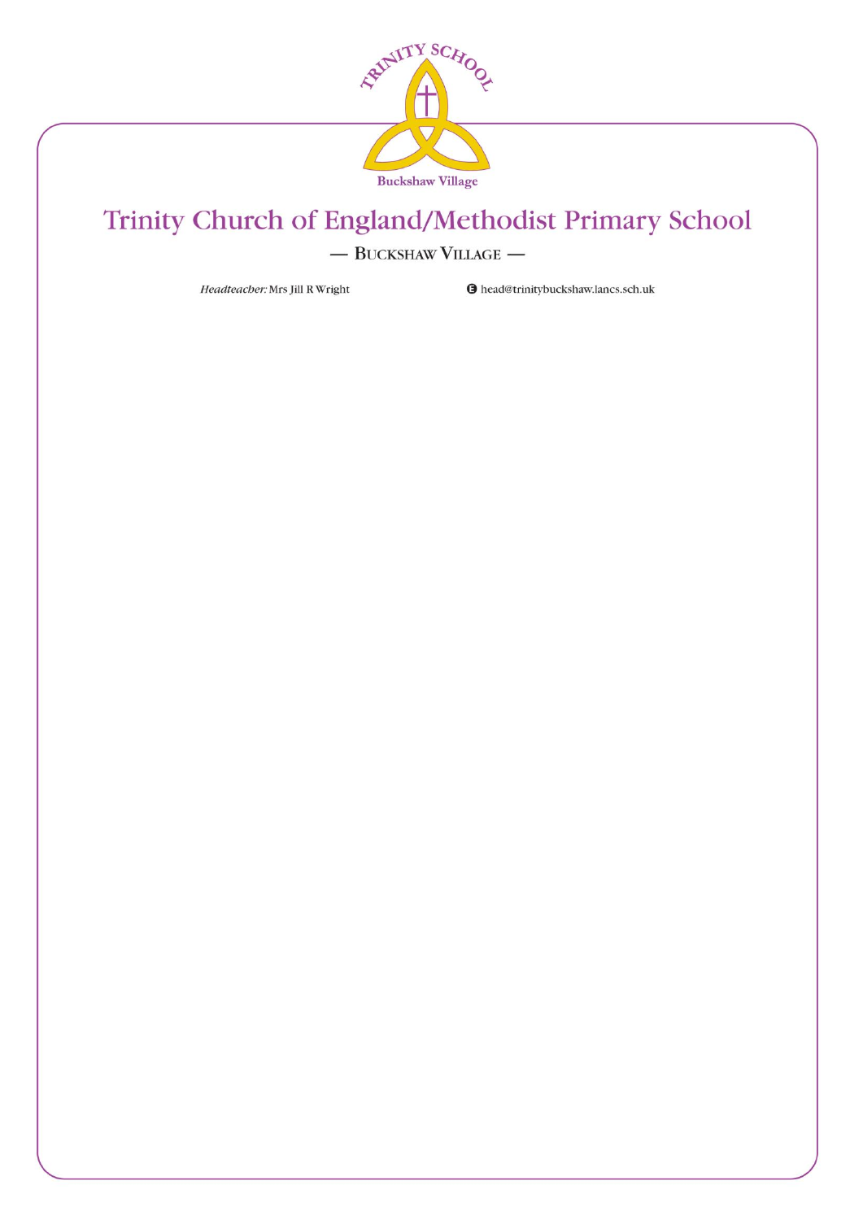TRINITY SCHOOL

Buckshaw Village

# Trinity Church of England/Methodist Primary School

— BUCKSHAW VILLAGE —

*Headteacher:* Mrs Jill R Wright

E head@trinitybuckshaw.lancs.sch.uk